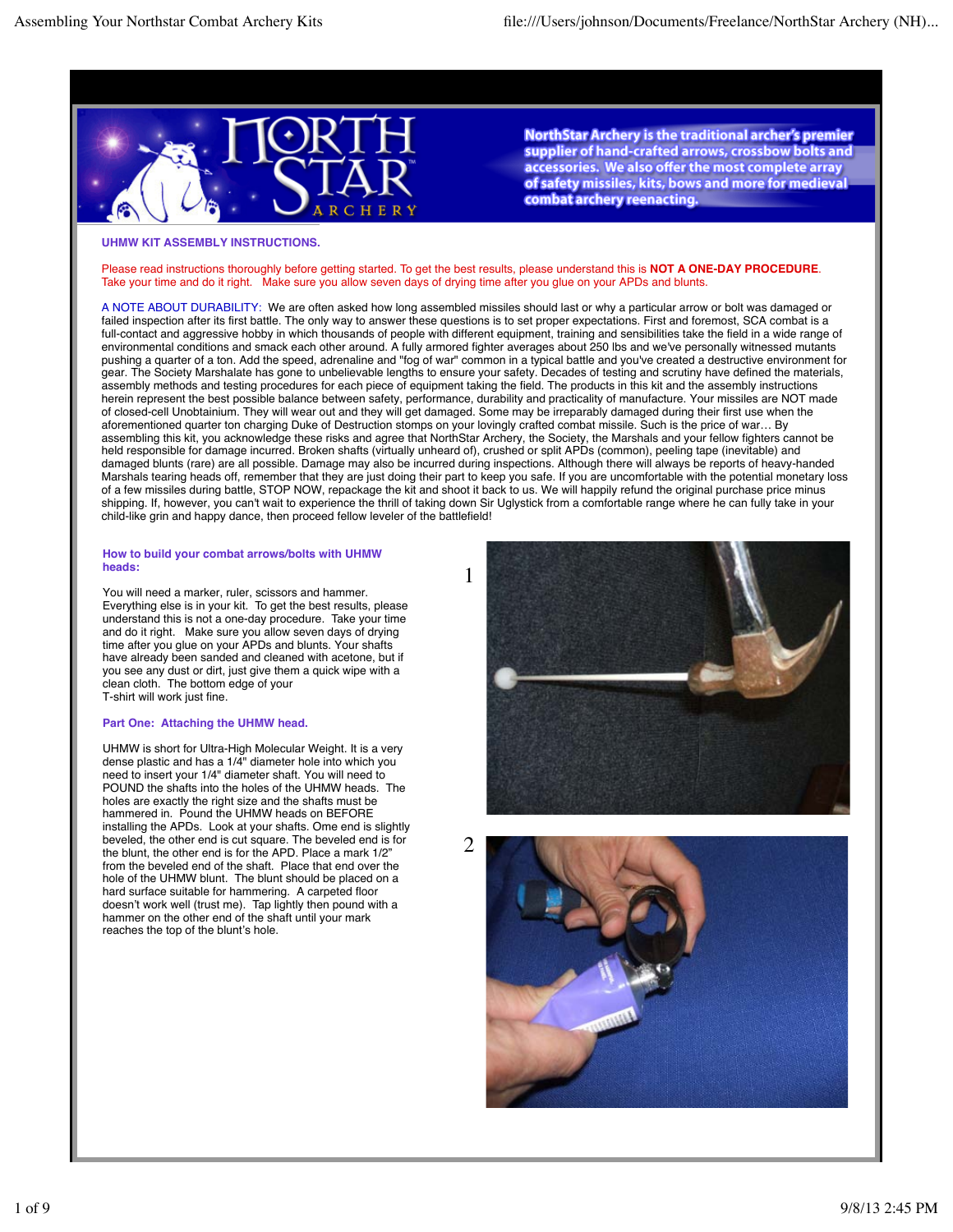NorthStar Archery is the traditional archer's premier supplier of hand-crafted arrows, crossbow bolts and accessories. We also offer the most complete array of safety missiles, kits, bows and more for medieval combat archery reenacting.

## UHMW KIT ASSEMBLY INSTRUCTIONS.

Please read instructions thoroughly before getting started. To get the best results, please understand this is **NOT A ONE-DAY PROCEDURE**. Take your time and do it right. Make sure you allow seven days of drying time after you glue on your APDs and blunts.

A NOTE ABOUT DURABILITY: We are often asked how long assembled missiles should last or why a particular arrow or bolt was damaged or failed inspection after its first battle. The only way to answer these questions is to set proper expectations. First and foremost, SCA combat is a full-contact and aggressive hobby in which thousands of people with different equipment, training and sensibilities take the field in a wide range of environmental conditions and smack each other around. A fully armored fighter averages about 250 lbs and we've personally witnessed mutants pushing a quarter of a ton. Add the speed, adrenaline and "fog of war" common in a typical battle and you've created a destructive environment for gear. The Society Marshalate has gone to unbelievable lengths to ensure your safety. Decades of testing and scrutiny have defined the materials, assembly methods and testing procedures for each piece of equipment taking the field. The products in this kit and the assembly instructions herein represent the best possible balance between safety, performance, durability and practicality of manufacture. Your missiles are NOT made of closed-cell Unobtainium. They will wear out and they will get damaged. Some may be irreparably damaged during their first use when the aforementioned quarter ton charging Duke of Destruction stomps on your lovingly crafted combat missile. Such is the price of war… By assembling this kit, you acknowledge these risks and agree that NorthStar Archery, the Society, the Marshals and your fellow fighters cannot be held responsible for damage incurred. Broken shafts (virtually unheard of), crushed or split APDs (common), peeling tape (inevitable) and damaged blunts (rare) are all possible. Damage may also be incurred during inspections. Although there will always be reports of heavy-handed Marshals tearing heads off, remember that they are just doing their part to keep you safe. If you are uncomfortable with the potential monetary loss of a few missiles during battle, STOP NOW, repackage the kit and shoot it back to us. We will happily refund the original purchase price minus shipping. If, however, you can't wait to experience the thrill of taking down Sir Uglystick from a comfortable range where he can fully take in your child-like grin and happy dance, then proceed fellow leveler of the battlefield!

### How to build your combat arrows/bolts with UHMW heads:

You will need a marker, ruler, scissors and hammer. Everything else is in your kit. To get the best results, please understand this is not a one-day procedure. Take your time and do it right. Make sure you allow seven days of drying time after you glue on your APDs and blunts. Your shafts have already been sanded and cleaned with acetone, but if you see any dust or dirt, just give them a quick wipe with a clean cloth. The bottom edge of your T-shirt will work just fine.

### Part One: Attaching the UHMW head.

UHMW is short for Ultra-High Molecular Weight. It is a very dense plastic and has a 1/4" diameter hole into which you need to insert your 1/4" diameter shaft. You will need to POUND the shafts into the holes of the UHMW heads. The holes are exactly the right size and the shafts must be hammered in. Pound the UHMW heads on BEFORE installing the APDs. Look at your shafts. Ome end is slightly beveled, the other end is cut square. The beveled end is for the blunt, the other end is for the APD. Place a mark 1/2" from the beveled end of the shaft. Place that end over the hole of the UHMW blunt. The blunt should be placed on a hard surface suitable for hammering. A carpeted floor doesn't work well (trust me). Tap lightly then pound with a hammer on the other end of the shaft until your mark reaches the top of the blunt's hole.

1

2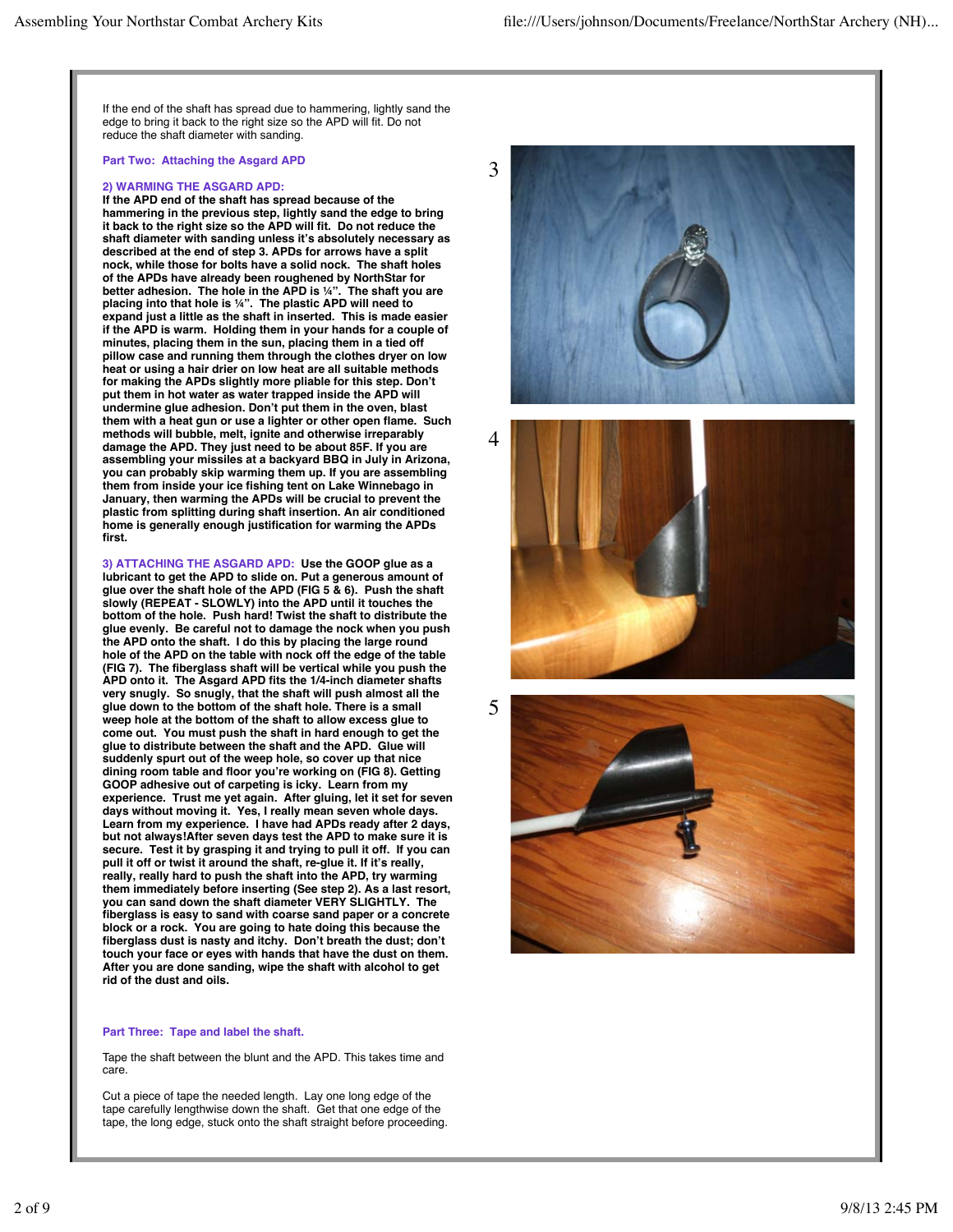If the end of the shaft has spread due to hammering, lightly sand the edge to bring it back to the right size so the APD will fit. Do not reduce the shaft diameter with sanding.

### Part Two: Attaching the Asgard APD

**2) WARMING THE ASGARD APD:**
**If the APD end of the shaft has spread because of the hammering in the previous step, lightly sand the edge to bring it back to the right size so the APD will fit. Do not reduce the shaft diameter with sanding unless it's absolutely necessary as described at the end of step 3. APDs for arrows have a split nock, while those for bolts have a solid nock. The shaft holes of the APDs have already been roughened by NorthStar for better adhesion. The hole in the APD is ¼". The shaft you are placing into that hole is ¼". The plastic APD will need to expand just a little as the shaft in inserted. This is made easier if the APD is warm. Holding them in your hands for a couple of minutes, placing them in the sun, placing them in a tied off pillow case and running them through the clothes dryer on low heat or using a hair drier on low heat are all suitable methods for making the APDs slightly more pliable for this step. Don't put them in hot water as water trapped inside the APD will undermine glue adhesion. Don't put them in the oven, blast them with a heat gun or use a lighter or other open flame. Such methods will bubble, melt, ignite and otherwise irreparably damage the APD. They just need to be about 85F. If you are assembling your missiles at a backyard BBQ in July in Arizona, you can probably skip warming them up. If you are assembling them from inside your ice fishing tent on Lake Winnebago in January, then warming the APDs will be crucial to prevent the plastic from splitting during shaft insertion. An air conditioned home is generally enough justification for warming the APDs first.**

**3) ATTACHING THE ASGARD APD:** **Use the GOOP glue as a lubricant to get the APD to slide on. Put a generous amount of glue over the shaft hole of the APD (FIG 5 & 6). Push the shaft slowly (REPEAT - SLOWLY) into the APD until it touches the bottom of the hole. Push hard! Twist the shaft to distribute the glue evenly. Be careful not to damage the nock when you push the APD onto the shaft. I do this by placing the large round hole of the APD on the table with nock off the edge of the table (FIG 7). The fiberglass shaft will be vertical while you push the APD onto it. The Asgard APD fits the 1/4-inch diameter shafts very snugly. So snugly, that the shaft will push almost all the glue down to the bottom of the shaft hole. There is a small weep hole at the bottom of the shaft to allow excess glue to come out. You must push the shaft in hard enough to get the glue to distribute between the shaft and the APD. Glue will suddenly spurt out of the weep hole, so cover up that nice dining room table and floor you're working on (FIG 8). Getting GOOP adhesive out of carpeting is icky. Learn from my experience. Trust me yet again. After gluing, let it set for seven days without moving it. Yes, I really mean seven whole days. Learn from my experience. I have had APDs ready after 2 days, but not always!After seven days test the APD to make sure it is secure. Test it by grasping it and trying to pull it off. If you can pull it off or twist it around the shaft, re-glue it. If it's really, really, really hard to push the shaft into the APD, try warming them immediately before inserting (See step 2). As a last resort, you can sand down the shaft diameter VERY SLIGHTLY. The fiberglass is easy to sand with coarse sand paper or a concrete block or a rock. You are going to hate doing this because the fiberglass dust is nasty and itchy. Don't breath the dust; don't touch your face or eyes with hands that have the dust on them. After you are done sanding, wipe the shaft with alcohol to get rid of the dust and oils.**

3

4

5

### Part Three: Tape and label the shaft.

Tape the shaft between the blunt and the APD. This takes time and care.

Cut a piece of tape the needed length. Lay one long edge of the tape carefully lengthwise down the shaft. Get that one edge of the tape, the long edge, stuck onto the shaft straight before proceeding.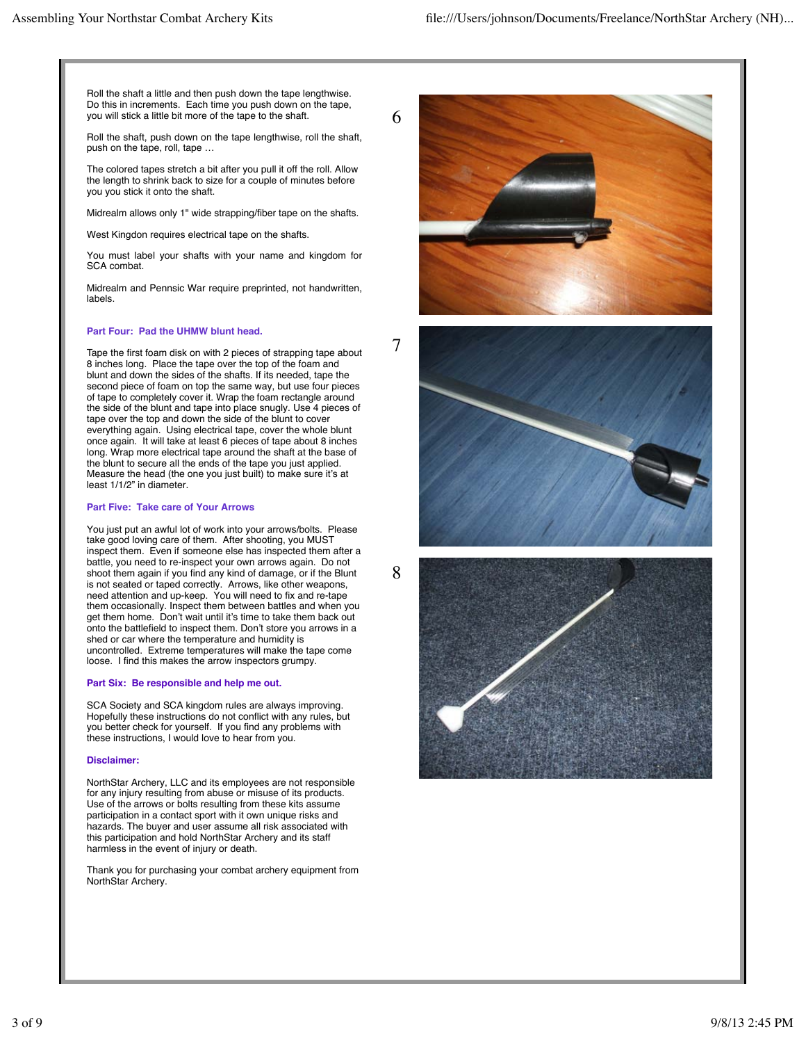Roll the shaft a little and then push down the tape lengthwise. Do this in increments. Each time you push down on the tape, you will stick a little bit more of the tape to the shaft.

Roll the shaft, push down on the tape lengthwise, roll the shaft, push on the tape, roll, tape …

The colored tapes stretch a bit after you pull it off the roll. Allow the length to shrink back to size for a couple of minutes before you you stick it onto the shaft.

Midrealm allows only 1" wide strapping/fiber tape on the shafts.

West Kingdon requires electrical tape on the shafts.

You must label your shafts with your name and kingdom for SCA combat.

Midrealm and Pennsic War require preprinted, not handwritten, labels.

6

7

8

### Part Four: Pad the UHMW blunt head.

Tape the first foam disk on with 2 pieces of strapping tape about 8 inches long. Place the tape over the top of the foam and blunt and down the sides of the shafts. If its needed, tape the second piece of foam on top the same way, but use four pieces of tape to completely cover it. Wrap the foam rectangle around the side of the blunt and tape into place snugly. Use 4 pieces of tape over the top and down the side of the blunt to cover everything again. Using electrical tape, cover the whole blunt once again. It will take at least 6 pieces of tape about 8 inches long. Wrap more electrical tape around the shaft at the base of the blunt to secure all the ends of the tape you just applied. Measure the head (the one you just built) to make sure it's at least 1/1/2" in diameter.

### Part Five: Take care of Your Arrows

You just put an awful lot of work into your arrows/bolts. Please take good loving care of them. After shooting, you MUST inspect them. Even if someone else has inspected them after a battle, you need to re-inspect your own arrows again. Do not shoot them again if you find any kind of damage, or if the Blunt is not seated or taped correctly. Arrows, like other weapons, need attention and up-keep. You will need to fix and re-tape them occasionally. Inspect them between battles and when you get them home. Don't wait until it's time to take them back out onto the battlefield to inspect them. Don't store you arrows in a shed or car where the temperature and humidity is uncontrolled. Extreme temperatures will make the tape come loose. I find this makes the arrow inspectors grumpy.

### Part Six: Be responsible and help me out.

SCA Society and SCA kingdom rules are always improving. Hopefully these instructions do not conflict with any rules, but you better check for yourself. If you find any problems with these instructions, I would love to hear from you.

### Disclaimer:

NorthStar Archery, LLC and its employees are not responsible for any injury resulting from abuse or misuse of its products. Use of the arrows or bolts resulting from these kits assume participation in a contact sport with it own unique risks and hazards. The buyer and user assume all risk associated with this participation and hold NorthStar Archery and its staff harmless in the event of injury or death.

Thank you for purchasing your combat archery equipment from NorthStar Archery.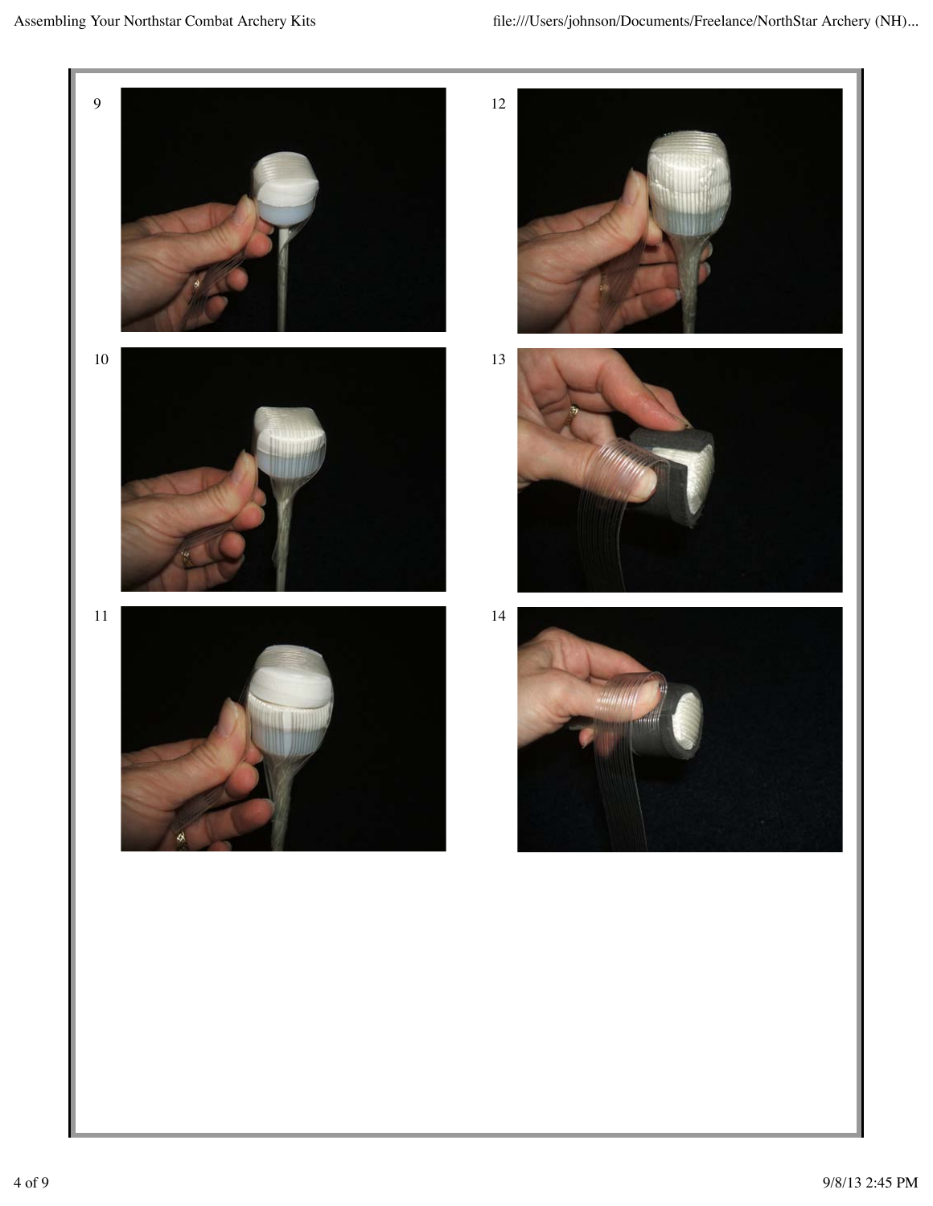9

12

10

13

11

14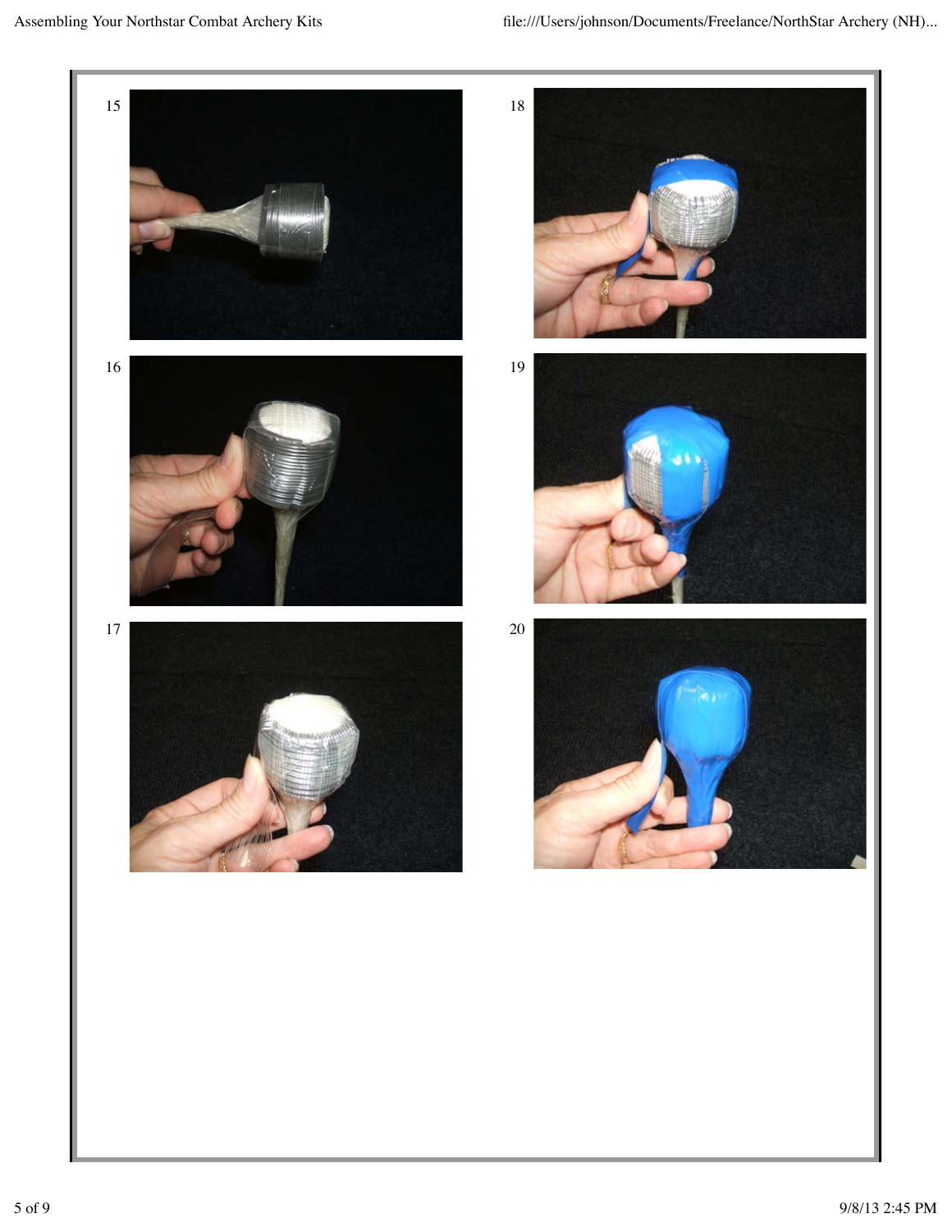15

16

17

18

19

20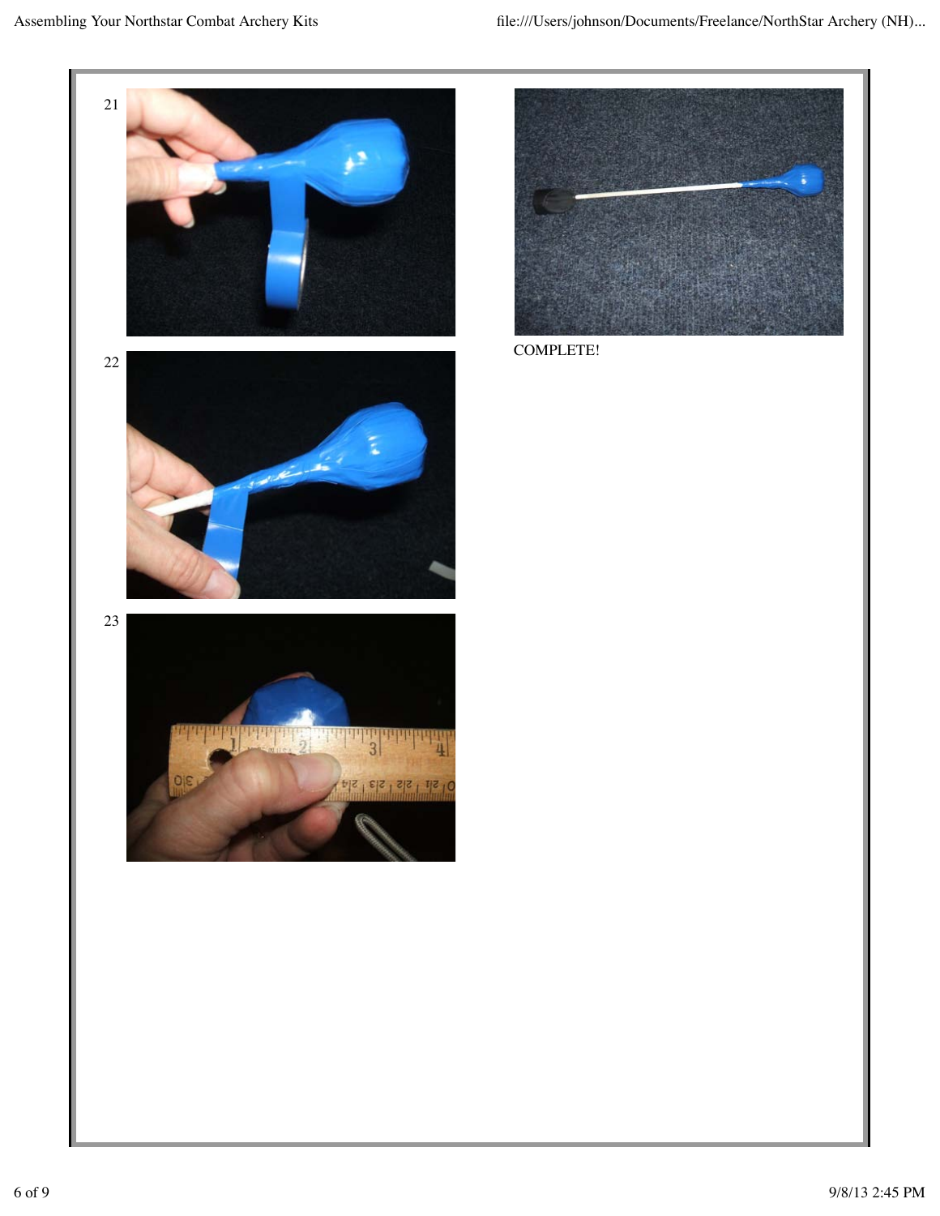21

22

23

COMPLETE!